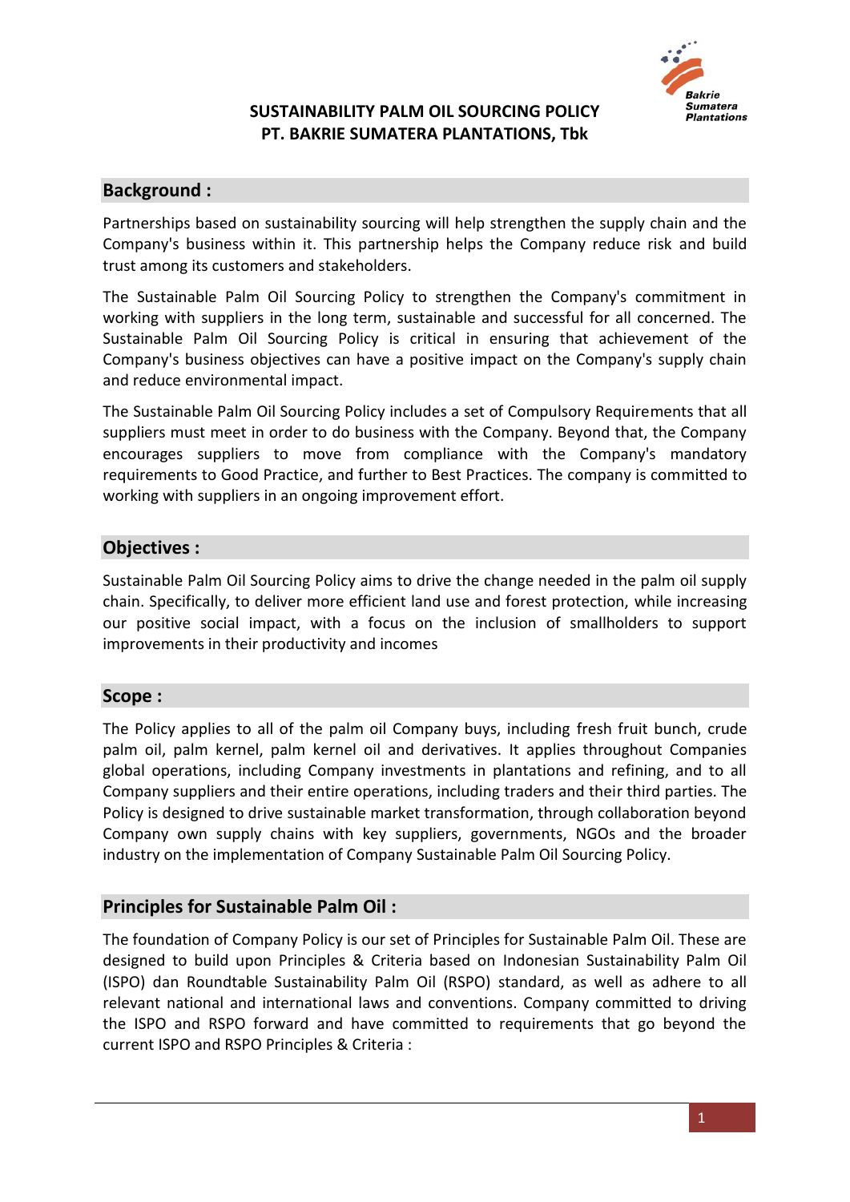# SUSTAINABILITY PALM OIL SOURCING POLICY
# PT. BAKRIE SUMATERA PLANTATIONS, Tbk

## Background :

Partnerships based on sustainability sourcing will help strengthen the supply chain and the Company's business within it. This partnership helps the Company reduce risk and build trust among its customers and stakeholders.

The Sustainable Palm Oil Sourcing Policy to strengthen the Company's commitment in working with suppliers in the long term, sustainable and successful for all concerned. The Sustainable Palm Oil Sourcing Policy is critical in ensuring that achievement of the Company's business objectives can have a positive impact on the Company's supply chain and reduce environmental impact.

The Sustainable Palm Oil Sourcing Policy includes a set of Compulsory Requirements that all suppliers must meet in order to do business with the Company. Beyond that, the Company encourages suppliers to move from compliance with the Company's mandatory requirements to Good Practice, and further to Best Practices. The company is committed to working with suppliers in an ongoing improvement effort.

## Objectives :

Sustainable Palm Oil Sourcing Policy aims to drive the change needed in the palm oil supply chain. Specifically, to deliver more efficient land use and forest protection, while increasing our positive social impact, with a focus on the inclusion of smallholders to support improvements in their productivity and incomes

## Scope :

The Policy applies to all of the palm oil Company buys, including fresh fruit bunch, crude palm oil, palm kernel, palm kernel oil and derivatives. It applies throughout Companies global operations, including Company investments in plantations and refining, and to all Company suppliers and their entire operations, including traders and their third parties. The Policy is designed to drive sustainable market transformation, through collaboration beyond Company own supply chains with key suppliers, governments, NGOs and the broader industry on the implementation of Company Sustainable Palm Oil Sourcing Policy.

## Principles for Sustainable Palm Oil :

The foundation of Company Policy is our set of Principles for Sustainable Palm Oil. These are designed to build upon Principles & Criteria based on Indonesian Sustainability Palm Oil (ISPO) dan Roundtable Sustainability Palm Oil (RSPO) standard, as well as adhere to all relevant national and international laws and conventions. Company committed to driving the ISPO and RSPO forward and have committed to requirements that go beyond the current ISPO and RSPO Principles & Criteria :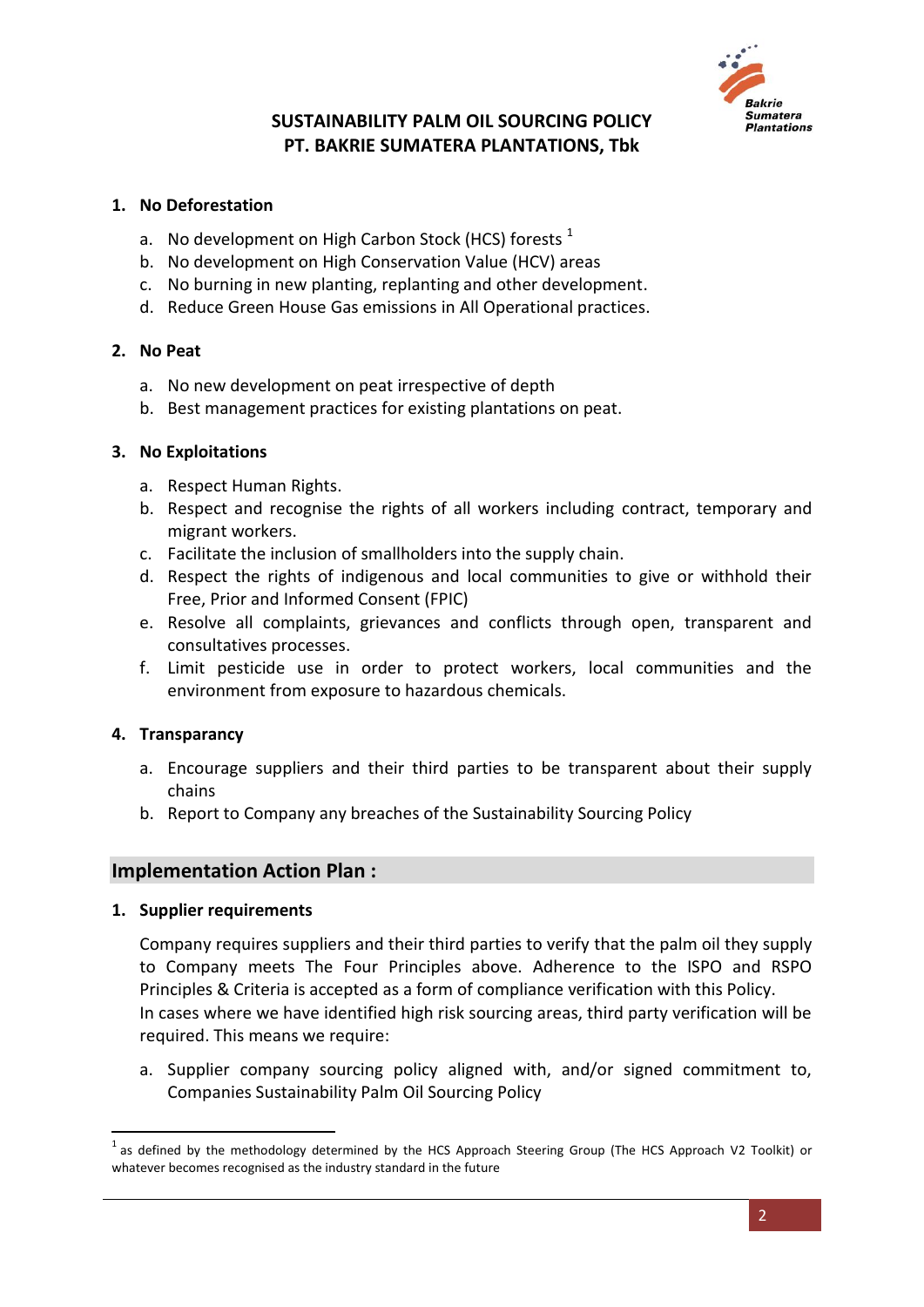# SUSTAINABILITY PALM OIL SOURCING POLICY
# PT. BAKRIE SUMATERA PLANTATIONS, Tbk

**1. No Deforestation**

a. No development on High Carbon Stock (HCS) forests [1]
b. No development on High Conservation Value (HCV) areas
c. No burning in new planting, replanting and other development.
d. Reduce Green House Gas emissions in All Operational practices.

**2. No Peat**

a. No new development on peat irrespective of depth
b. Best management practices for existing plantations on peat.

**3. No Exploitations**

a. Respect Human Rights.
b. Respect and recognise the rights of all workers including contract, temporary and migrant workers.
c. Facilitate the inclusion of smallholders into the supply chain.
d. Respect the rights of indigenous and local communities to give or withhold their Free, Prior and Informed Consent (FPIC)
e. Resolve all complaints, grievances and conflicts through open, transparent and consultatives processes.
f. Limit pesticide use in order to protect workers, local communities and the environment from exposure to hazardous chemicals.

**4. Transparancy**

a. Encourage suppliers and their third parties to be transparent about their supply chains
b. Report to Company any breaches of the Sustainability Sourcing Policy

## Implementation Action Plan :

**1. Supplier requirements**

Company requires suppliers and their third parties to verify that the palm oil they supply to Company meets The Four Principles above. Adherence to the ISPO and RSPO Principles & Criteria is accepted as a form of compliance verification with this Policy.
In cases where we have identified high risk sourcing areas, third party verification will be required. This means we require:

a. Supplier company sourcing policy aligned with, and/or signed commitment to, Companies Sustainability Palm Oil Sourcing Policy

[1] as defined by the methodology determined by the HCS Approach Steering Group (The HCS Approach V2 Toolkit) or whatever becomes recognised as the industry standard in the future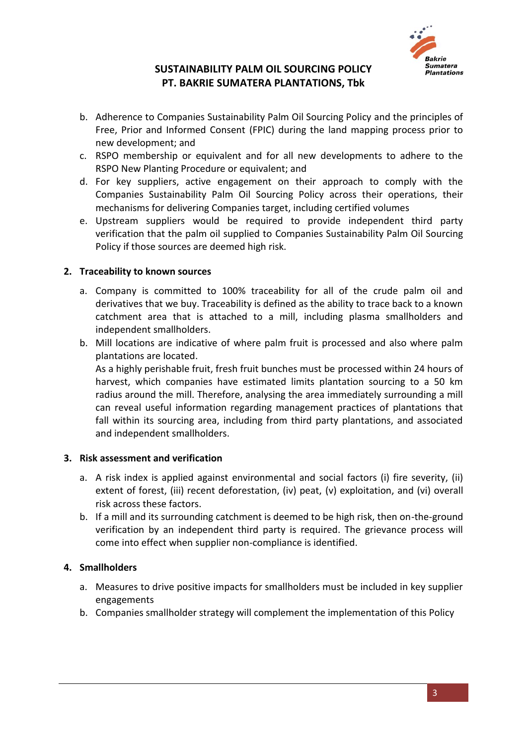b. Adherence to Companies Sustainability Palm Oil Sourcing Policy and the principles of Free, Prior and Informed Consent (FPIC) during the land mapping process prior to new development; and
c. RSPO membership or equivalent and for all new developments to adhere to the RSPO New Planting Procedure or equivalent; and
d. For key suppliers, active engagement on their approach to comply with the Companies Sustainability Palm Oil Sourcing Policy across their operations, their mechanisms for delivering Companies target, including certified volumes
e. Upstream suppliers would be required to provide independent third party verification that the palm oil supplied to Companies Sustainability Palm Oil Sourcing Policy if those sources are deemed high risk.

## 2. Traceability to known sources

a. Company is committed to 100% traceability for all of the crude palm oil and derivatives that we buy. Traceability is defined as the ability to trace back to a known catchment area that is attached to a mill, including plasma smallholders and independent smallholders.
b. Mill locations are indicative of where palm fruit is processed and also where palm plantations are located.
   As a highly perishable fruit, fresh fruit bunches must be processed within 24 hours of harvest, which companies have estimated limits plantation sourcing to a 50 km radius around the mill. Therefore, analysing the area immediately surrounding a mill can reveal useful information regarding management practices of plantations that fall within its sourcing area, including from third party plantations, and associated and independent smallholders.

## 3. Risk assessment and verification

a. A risk index is applied against environmental and social factors (i) fire severity, (ii) extent of forest, (iii) recent deforestation, (iv) peat, (v) exploitation, and (vi) overall risk across these factors.
b. If a mill and its surrounding catchment is deemed to be high risk, then on-the-ground verification by an independent third party is required. The grievance process will come into effect when supplier non-compliance is identified.

## 4. Smallholders

a. Measures to drive positive impacts for smallholders must be included in key supplier engagements
b. Companies smallholder strategy will complement the implementation of this Policy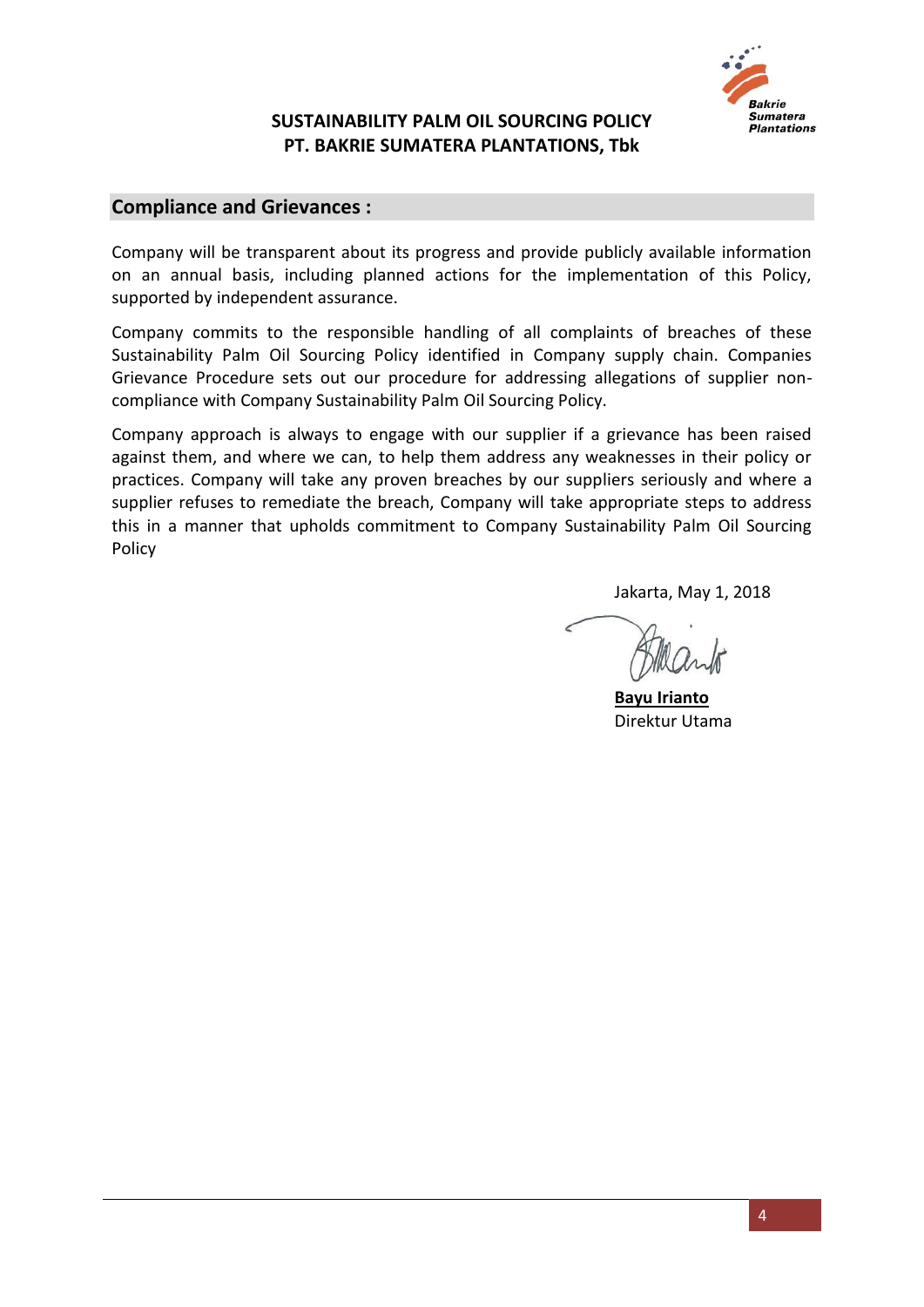**SUSTAINABILITY PALM OIL SOURCING POLICY**
**PT. BAKRIE SUMATERA PLANTATIONS, Tbk**

## Compliance and Grievances :

Company will be transparent about its progress and provide publicly available information on an annual basis, including planned actions for the implementation of this Policy, supported by independent assurance.

Company commits to the responsible handling of all complaints of breaches of these Sustainability Palm Oil Sourcing Policy identified in Company supply chain. Companies Grievance Procedure sets out our procedure for addressing allegations of supplier non-compliance with Company Sustainability Palm Oil Sourcing Policy.

Company approach is always to engage with our supplier if a grievance has been raised against them, and where we can, to help them address any weaknesses in their policy or practices. Company will take any proven breaches by our suppliers seriously and where a supplier refuses to remediate the breach, Company will take appropriate steps to address this in a manner that upholds commitment to Company Sustainability Palm Oil Sourcing Policy

Jakarta, May 1, 2018

**Bayu Irianto**
Direktur Utama